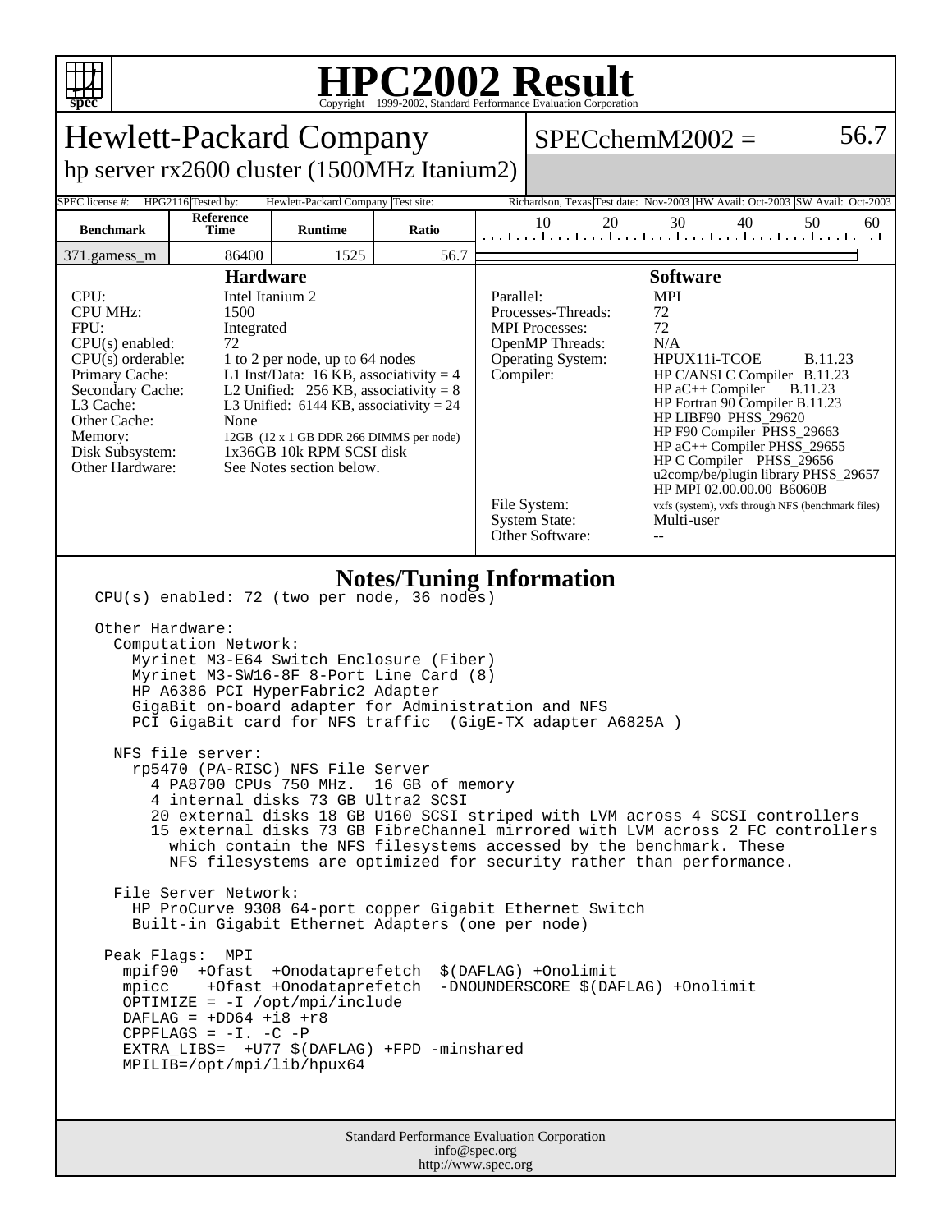# HPC2002 Result

Copyright 1999-2002, Standard Performance Evaluation Corporation

## Hewlett-Packard Company

hp server rx2600 cluster (1500MHz Itanium2)

**SPECchemM2002 = 56.7**

| SPEC license #: | HPG2116 | Tested by: | Hewlett-Packard Company | Test site: | Richardson, Texas | Test date: | Nov-2003 | HW Avail: | Oct-2003 | SW Avail: | Oct-2003 |
|---|---|---|---|---|---|---|---|---|---|---|---|

| Benchmark | Reference Time | Runtime | Ratio |
|---|---|---|---|
| 371.gamess_m | 86400 | 1525 | 56.7 |

### Hardware

| | |
|---|---|
| CPU: | Intel Itanium 2 |
| CPU MHz: | 1500 |
| FPU: | Integrated |
| CPU(s) enabled: | 72 |
| CPU(s) orderable: | 1 to 2 per node, up to 64 nodes |
| Primary Cache: | L1 Inst/Data: 16 KB, associativity = 4 |
| Secondary Cache: | L2 Unified: 256 KB, associativity = 8 |
| L3 Cache: | L3 Unified: 6144 KB, associativity = 24 |
| Other Cache: | None |
| Memory: | 12GB (12 x 1 GB DDR 266 DIMMS per node) |
| Disk Subsystem: | 1x36GB 10k RPM SCSI disk |
| Other Hardware: | See Notes section below. |

### Software

| | |
|---|---|
| Parallel: | MPI |
| Processes-Threads: | 72 |
| MPI Processes: | 72 |
| OpenMP Threads: | N/A |
| Operating System: | HPUX11i-TCOE B.11.23 |
| Compiler: | HP C/ANSI C Compiler B.11.23<br>HP aC++ Compiler B.11.23<br>HP Fortran 90 Compiler B.11.23<br>HP LIBF90 PHSS_29620<br>HP F90 Compiler PHSS_29663<br>HP aC++ Compiler PHSS_29655<br>HP C Compiler PHSS_29656<br>u2comp/be/plugin library PHSS_29657<br>HP MPI 02.00.00.00 B6060B |
| File System: | vxfs (system), vxfs through NFS (benchmark files) |
| System State: | Multi-user |
| Other Software: | -- |

### Notes/Tuning Information

```
CPU(s) enabled: 72 (two per node, 36 nodes)

Other Hardware:
  Computation Network:
    Myrinet M3-E64 Switch Enclosure (Fiber)
    Myrinet M3-SW16-8F 8-Port Line Card (8)
    HP A6386 PCI HyperFabric2 Adapter
    GigaBit on-board adapter for Administration and NFS
    PCI GigaBit card for NFS traffic  (GigE-TX adapter A6825A )

  NFS file server:
    rp5470 (PA-RISC) NFS File Server
      4 PA8700 CPUs 750 MHz.  16 GB of memory
      4 internal disks 73 GB Ultra2 SCSI
      20 external disks 18 GB U160 SCSI striped with LVM across 4 SCSI controllers
      15 external disks 73 GB FibreChannel mirrored with LVM across 2 FC controllers
        which contain the NFS filesystems accessed by the benchmark. These
        NFS filesystems are optimized for security rather than performance.

  File Server Network:
    HP ProCurve 9308 64-port copper Gigabit Ethernet Switch
    Built-in Gigabit Ethernet Adapters (one per node)

 Peak Flags:  MPI
   mpif90  +Ofast  +Onodataprefetch  $(DAFLAG) +Onolimit
   mpicc    +Ofast +Onodataprefetch  -DNOUNDERSCORE $(DAFLAG) +Onolimit
   OPTIMIZE = -I /opt/mpi/include
   DAFLAG = +DD64 +i8 +r8
   CPPFLAGS = -I. -C -P
   EXTRA_LIBS=  +U77 $(DAFLAG) +FPD -minshared
   MPILIB=/opt/mpi/lib/hpux64
```

Standard Performance Evaluation Corporation
info@spec.org
http://www.spec.org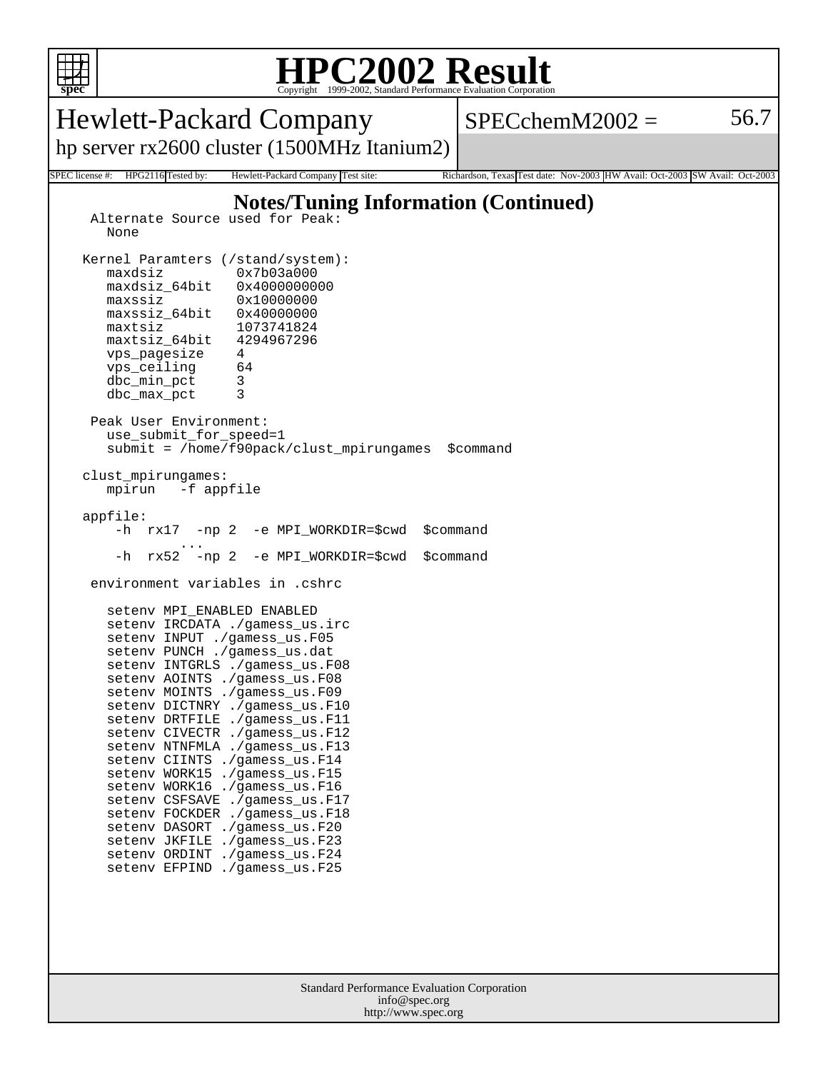# HPC2002 Result

Copyright 1999-2002, Standard Performance Evaluation Corporation

## Hewlett-Packard Company

hp server rx2600 cluster (1500MHz Itanium2)

SPECchemM2002 = 56.7

| SPEC license #: | HPG2116 | Tested by: | Hewlett-Packard Company | Test site: | Richardson, Texas | Test date: | Nov-2003 | HW Avail: | Oct-2003 | SW Avail: | Oct-2003 |
|---|---|---|---|---|---|---|---|---|---|---|---|

### Notes/Tuning Information (Continued)

```
 Alternate Source used for Peak:
   None

Kernel Paramters (/stand/system):
   maxdsiz         0x7b03a000
   maxdsiz_64bit   0x4000000000
   maxssiz         0x10000000
   maxssiz_64bit   0x40000000
   maxtsiz         1073741824
   maxtsiz_64bit   4294967296
   vps_pagesize    4
   vps_ceiling     64
   dbc_min_pct     3
   dbc_max_pct     3

 Peak User Environment:
   use_submit_for_speed=1
   submit = /home/f90pack/clust_mpirungames  $command

clust_mpirungames:
   mpirun   -f appfile

appfile:
    -h  rx17  -np 2  -e MPI_WORKDIR=$cwd  $command
             ...
    -h  rx52  -np 2  -e MPI_WORKDIR=$cwd  $command

 environment variables in .cshrc

   setenv MPI_ENABLED ENABLED
   setenv IRCDATA ./gamess_us.irc
   setenv INPUT ./gamess_us.F05
   setenv PUNCH ./gamess_us.dat
   setenv INTGRLS ./gamess_us.F08
   setenv AOINTS ./gamess_us.F08
   setenv MOINTS ./gamess_us.F09
   setenv DICTNRY ./gamess_us.F10
   setenv DRTFILE ./gamess_us.F11
   setenv CIVECTR ./gamess_us.F12
   setenv NTNFMLA ./gamess_us.F13
   setenv CIINTS ./gamess_us.F14
   setenv WORK15 ./gamess_us.F15
   setenv WORK16 ./gamess_us.F16
   setenv CSFSAVE ./gamess_us.F17
   setenv FOCKDER ./gamess_us.F18
   setenv DASORT ./gamess_us.F20
   setenv JKFILE ./gamess_us.F23
   setenv ORDINT ./gamess_us.F24
   setenv EFPIND ./gamess_us.F25
```

Standard Performance Evaluation Corporation
info@spec.org
http://www.spec.org